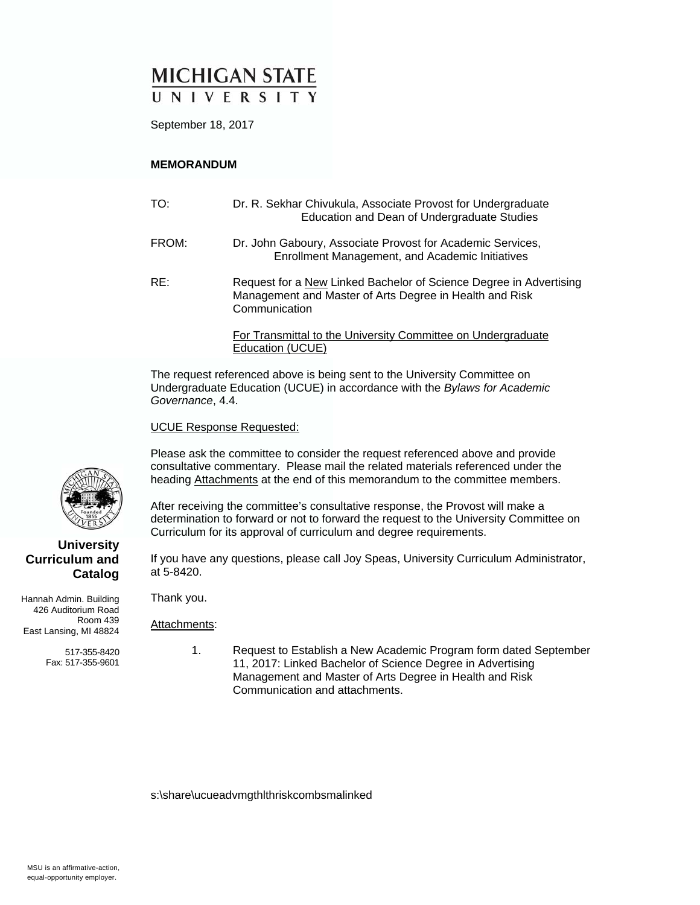# MICHIGAN STATE UNIVERSITY

September 18, 2017

**MEMORANDUM**

TO: Dr. R. Sekhar Chivukula, Associate Provost for Undergraduate Education and Dean of Undergraduate Studies

FROM: Dr. John Gaboury, Associate Provost for Academic Services, Enrollment Management, and Academic Initiatives

RE: Request for a New Linked Bachelor of Science Degree in Advertising Management and Master of Arts Degree in Health and Risk Communication

For Transmittal to the University Committee on Undergraduate Education (UCUE)

The request referenced above is being sent to the University Committee on Undergraduate Education (UCUE) in accordance with the *Bylaws for Academic Governance*, 4.4.

UCUE Response Requested:

Please ask the committee to consider the request referenced above and provide consultative commentary. Please mail the related materials referenced under the heading Attachments at the end of this memorandum to the committee members.

After receiving the committee's consultative response, the Provost will make a determination to forward or not to forward the request to the University Committee on Curriculum for its approval of curriculum and degree requirements.

If you have any questions, please call Joy Speas, University Curriculum Administrator, at 5-8420.

Thank you.

Attachments:

1. Request to Establish a New Academic Program form dated September 11, 2017: Linked Bachelor of Science Degree in Advertising Management and Master of Arts Degree in Health and Risk Communication and attachments.

s:\share\ucueadvmgthlthriskcombsmalinked

**University Curriculum and Catalog**

Hannah Admin. Building
426 Auditorium Road
Room 439
East Lansing, MI 48824

517-355-8420
Fax: 517-355-9601

MSU is an affirmative-action, equal-opportunity employer.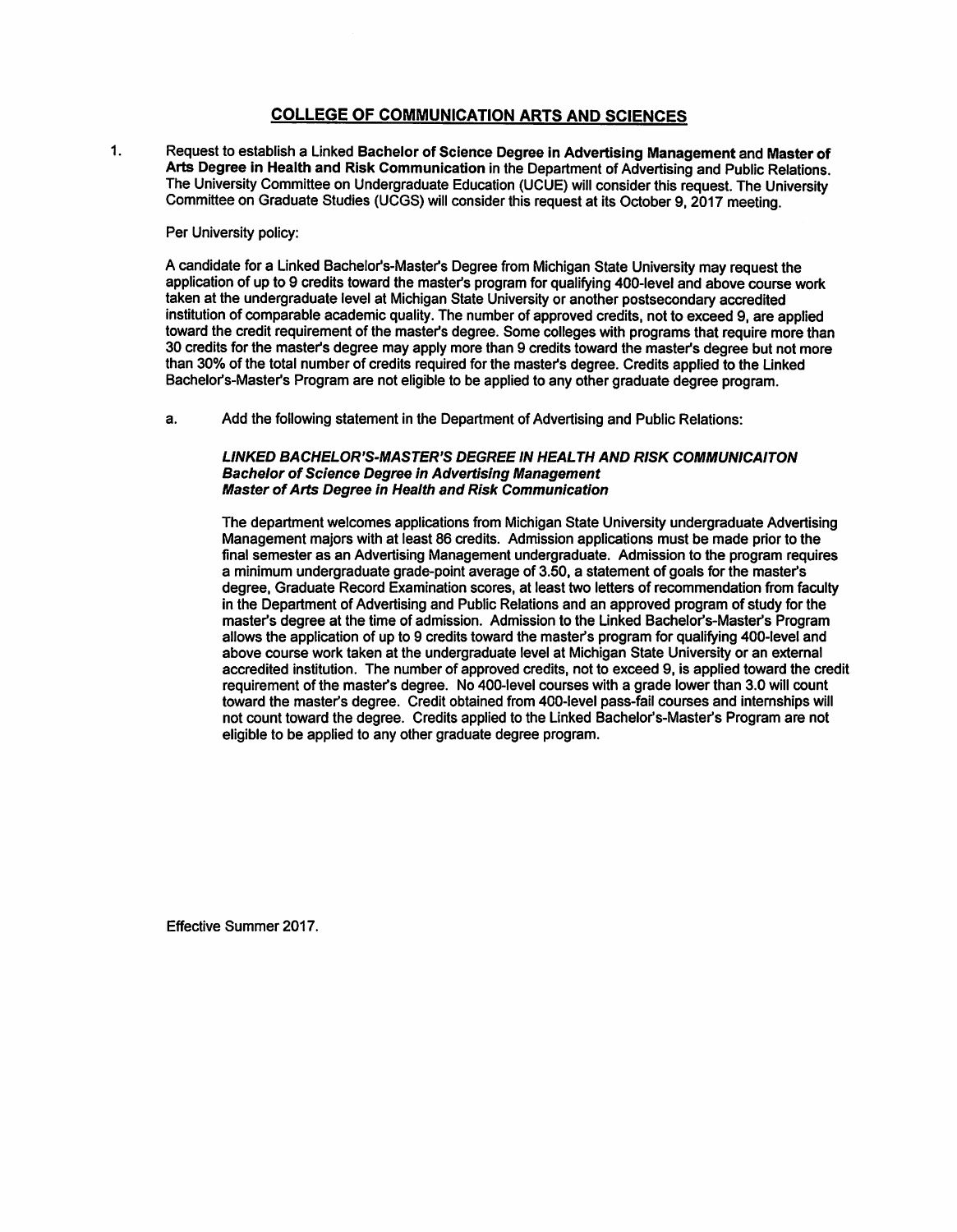## COLLEGE OF COMMUNICATION ARTS AND SCIENCES

1. Request to establish a Linked **Bachelor of Science Degree in Advertising Management** and **Master of Arts Degree in Health and Risk Communication** in the Department of Advertising and Public Relations. The University Committee on Undergraduate Education (UCUE) will consider this request. The University Committee on Graduate Studies (UCGS) will consider this request at its October 9, 2017 meeting.

   Per University policy:

   A candidate for a Linked Bachelor's-Master's Degree from Michigan State University may request the application of up to 9 credits toward the master's program for qualifying 400-level and above course work taken at the undergraduate level at Michigan State University or another postsecondary accredited institution of comparable academic quality. The number of approved credits, not to exceed 9, are applied toward the credit requirement of the master's degree. Some colleges with programs that require more than 30 credits for the master's degree may apply more than 9 credits toward the master's degree but not more than 30% of the total number of credits required for the master's degree. Credits applied to the Linked Bachelor's-Master's Program are not eligible to be applied to any other graduate degree program.

   a. Add the following statement in the Department of Advertising and Public Relations:

      ***LINKED BACHELOR'S-MASTER'S DEGREE IN HEALTH AND RISK COMMUNICAITON***
      ***Bachelor of Science Degree in Advertising Management***
      ***Master of Arts Degree in Health and Risk Communication***

      The department welcomes applications from Michigan State University undergraduate Advertising Management majors with at least 86 credits. Admission applications must be made prior to the final semester as an Advertising Management undergraduate. Admission to the program requires a minimum undergraduate grade-point average of 3.50, a statement of goals for the master's degree, Graduate Record Examination scores, at least two letters of recommendation from faculty in the Department of Advertising and Public Relations and an approved program of study for the master's degree at the time of admission. Admission to the Linked Bachelor's-Master's Program allows the application of up to 9 credits toward the master's program for qualifying 400-level and above course work taken at the undergraduate level at Michigan State University or an external accredited institution. The number of approved credits, not to exceed 9, is applied toward the credit requirement of the master's degree. No 400-level courses with a grade lower than 3.0 will count toward the master's degree. Credit obtained from 400-level pass-fail courses and internships will not count toward the degree. Credits applied to the Linked Bachelor's-Master's Program are not eligible to be applied to any other graduate degree program.

Effective Summer 2017.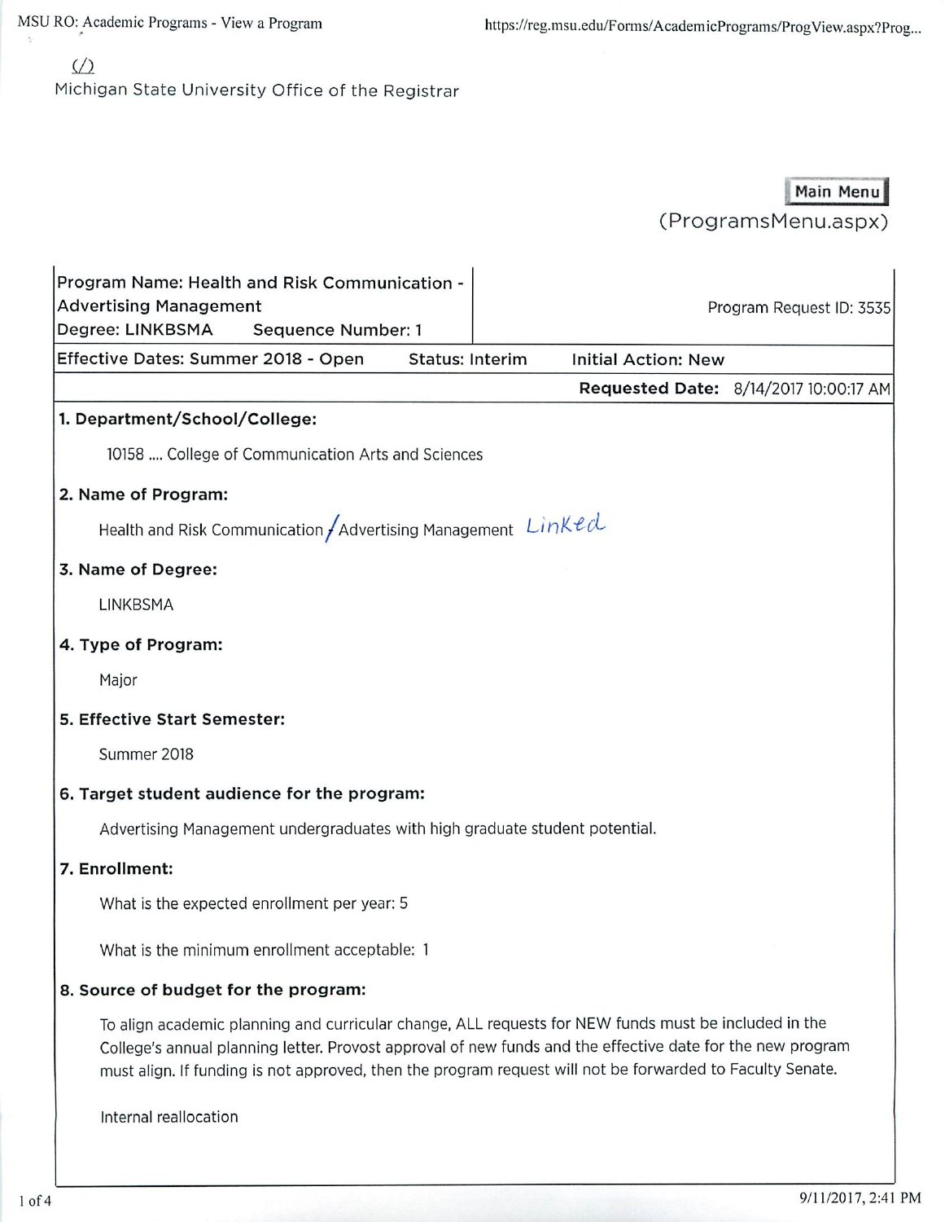Michigan State University Office of the Registrar

Main Menu
(ProgramsMenu.aspx)

| Program Name: Health and Risk Communication - Advertising Management<br>Degree: LINKBSMA Sequence Number: 1 | Program Request ID: 3535 |
| --- | --- |
| Effective Dates: Summer 2018 - Open Status: Interim | Initial Action: New |
| | **Requested Date:** 8/14/2017 10:00:17 AM |

### 1. Department/School/College:

10158 .... College of Communication Arts and Sciences

### 2. Name of Program:

Health and Risk Communication / Advertising Management Linked

### 3. Name of Degree:

LINKBSMA

### 4. Type of Program:

Major

### 5. Effective Start Semester:

Summer 2018

### 6. Target student audience for the program:

Advertising Management undergraduates with high graduate student potential.

### 7. Enrollment:

What is the expected enrollment per year: 5

What is the minimum enrollment acceptable: 1

### 8. Source of budget for the program:

To align academic planning and curricular change, ALL requests for NEW funds must be included in the College's annual planning letter. Provost approval of new funds and the effective date for the new program must align. If funding is not approved, then the program request will not be forwarded to Faculty Senate.

Internal reallocation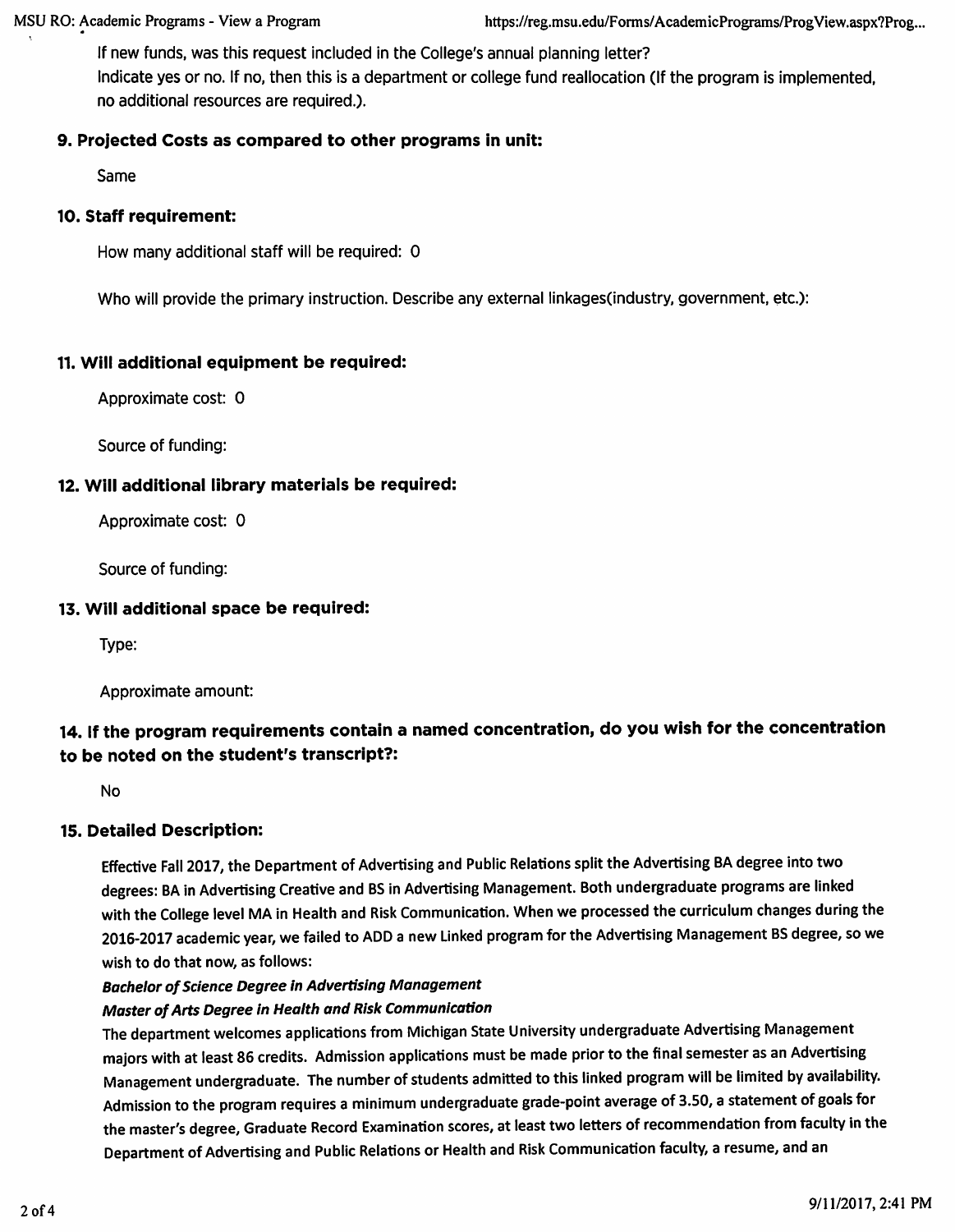If new funds, was this request included in the College's annual planning letter?
Indicate yes or no. If no, then this is a department or college fund reallocation (If the program is implemented, no additional resources are required.).

### 9. Projected Costs as compared to other programs in unit:

Same

### 10. Staff requirement:

How many additional staff will be required: 0

Who will provide the primary instruction. Describe any external linkages(industry, government, etc.):

### 11. Will additional equipment be required:

Approximate cost: 0

Source of funding:

### 12. Will additional library materials be required:

Approximate cost: 0

Source of funding:

### 13. Will additional space be required:

Type:

Approximate amount:

### 14. If the program requirements contain a named concentration, do you wish for the concentration to be noted on the student's transcript?:

No

### 15. Detailed Description:

Effective Fall 2017, the Department of Advertising and Public Relations split the Advertising BA degree into two degrees: BA in Advertising Creative and BS in Advertising Management. Both undergraduate programs are linked with the College level MA in Health and Risk Communication. When we processed the curriculum changes during the 2016-2017 academic year, we failed to ADD a new Linked program for the Advertising Management BS degree, so we wish to do that now, as follows:

***Bachelor of Science Degree in Advertising Management***

***Master of Arts Degree in Health and Risk Communication***

The department welcomes applications from Michigan State University undergraduate Advertising Management majors with at least 86 credits. Admission applications must be made prior to the final semester as an Advertising Management undergraduate. The number of students admitted to this linked program will be limited by availability. Admission to the program requires a minimum undergraduate grade-point average of 3.50, a statement of goals for the master's degree, Graduate Record Examination scores, at least two letters of recommendation from faculty in the Department of Advertising and Public Relations or Health and Risk Communication faculty, a resume, and an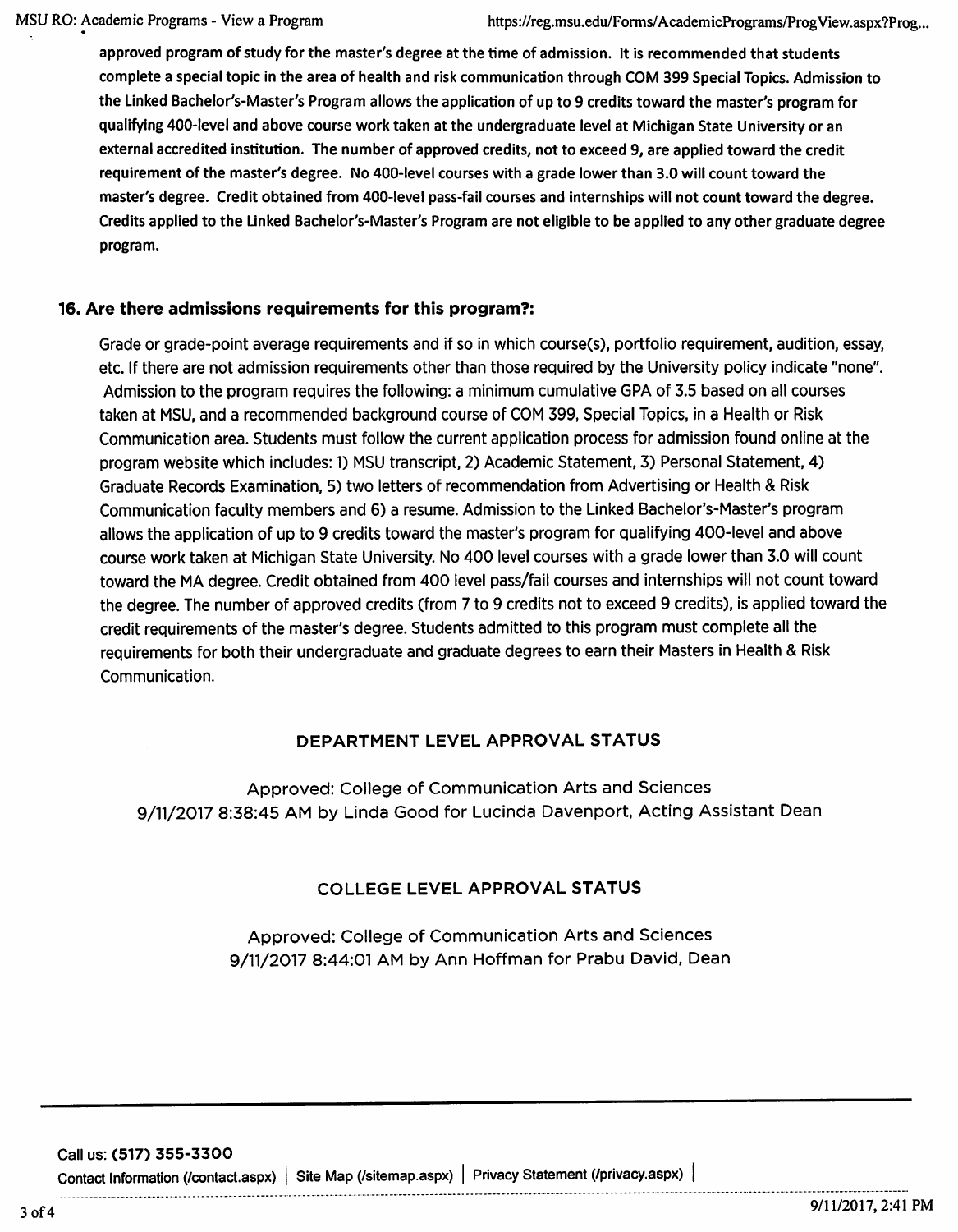approved program of study for the master's degree at the time of admission. It is recommended that students complete a special topic in the area of health and risk communication through COM 399 Special Topics. Admission to the Linked Bachelor's-Master's Program allows the application of up to 9 credits toward the master's program for qualifying 400-level and above course work taken at the undergraduate level at Michigan State University or an external accredited institution. The number of approved credits, not to exceed 9, are applied toward the credit requirement of the master's degree. No 400-level courses with a grade lower than 3.0 will count toward the master's degree. Credit obtained from 400-level pass-fail courses and internships will not count toward the degree. Credits applied to the Linked Bachelor's-Master's Program are not eligible to be applied to any other graduate degree program.

### 16. Are there admissions requirements for this program?:

Grade or grade-point average requirements and if so in which course(s), portfolio requirement, audition, essay, etc. If there are not admission requirements other than those required by the University policy indicate "none". Admission to the program requires the following: a minimum cumulative GPA of 3.5 based on all courses taken at MSU, and a recommended background course of COM 399, Special Topics, in a Health or Risk Communication area. Students must follow the current application process for admission found online at the program website which includes: 1) MSU transcript, 2) Academic Statement, 3) Personal Statement, 4) Graduate Records Examination, 5) two letters of recommendation from Advertising or Health & Risk Communication faculty members and 6) a resume. Admission to the Linked Bachelor's-Master's program allows the application of up to 9 credits toward the master's program for qualifying 400-level and above course work taken at Michigan State University. No 400 level courses with a grade lower than 3.0 will count toward the MA degree. Credit obtained from 400 level pass/fail courses and internships will not count toward the degree. The number of approved credits (from 7 to 9 credits not to exceed 9 credits), is applied toward the credit requirements of the master's degree. Students admitted to this program must complete all the requirements for both their undergraduate and graduate degrees to earn their Masters in Health & Risk Communication.

#### DEPARTMENT LEVEL APPROVAL STATUS

Approved: College of Communication Arts and Sciences
9/11/2017 8:38:45 AM by Linda Good for Lucinda Davenport, Acting Assistant Dean

#### COLLEGE LEVEL APPROVAL STATUS

Approved: College of Communication Arts and Sciences
9/11/2017 8:44:01 AM by Ann Hoffman for Prabu David, Dean

---

Call us: (517) 355-3300

Contact Information (/contact.aspx) | Site Map (/sitemap.aspx) | Privacy Statement (/privacy.aspx) |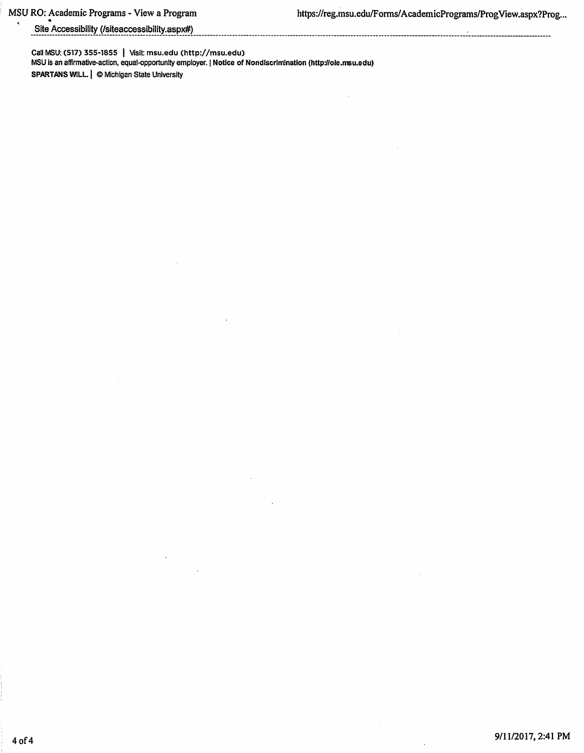Site Accessibility (/siteaccessibility.aspx#)

Call MSU: (517) 355-1855 | Visit: msu.edu (http://msu.edu)

MSU is an affirmative-action, equal-opportunity employer. | **Notice of Nondiscrimination (http://oie.msu.edu)**

**SPARTANS WILL.** | © Michigan State University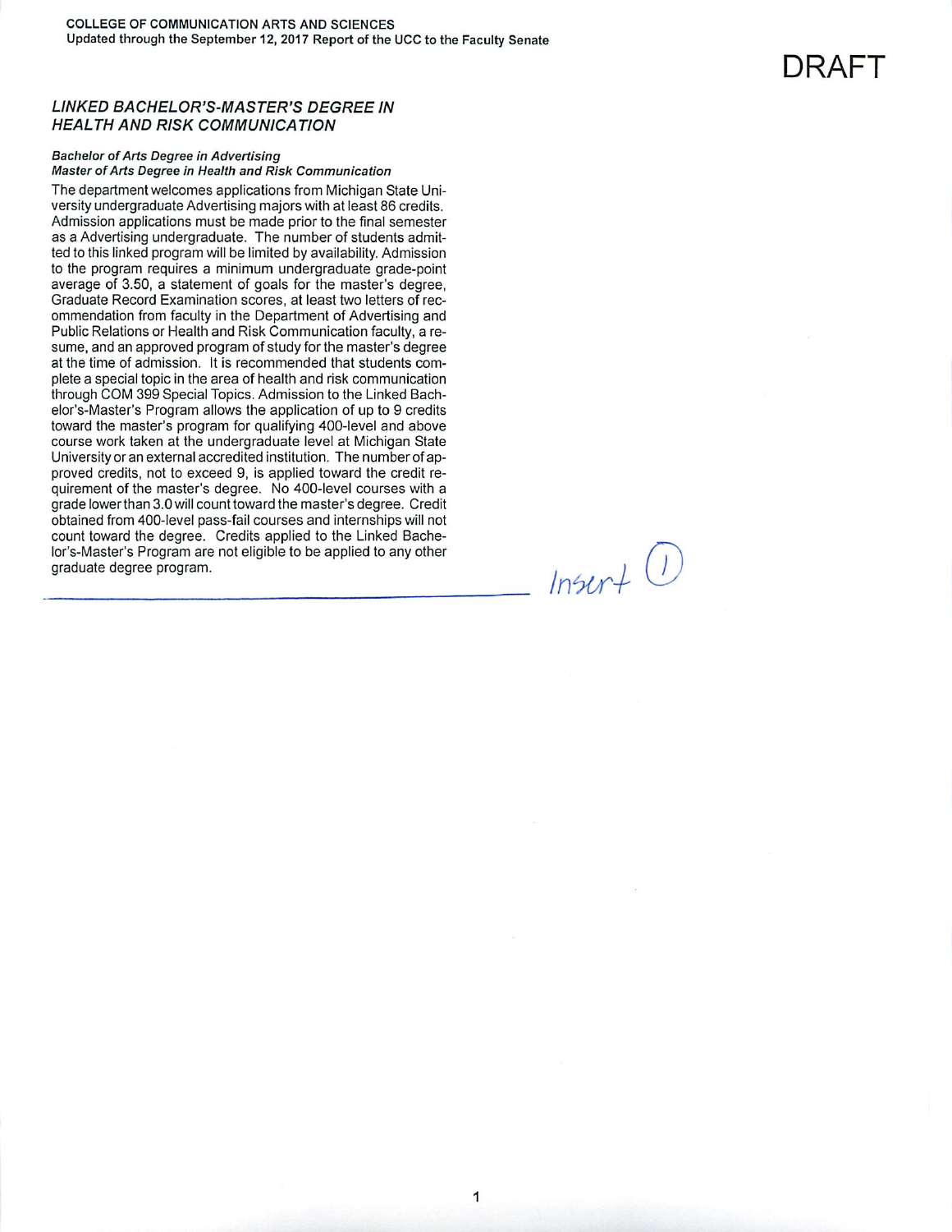DRAFT

### *LINKED BACHELOR'S-MASTER'S DEGREE IN HEALTH AND RISK COMMUNICATION*

***Bachelor of Arts Degree in Advertising***
***Master of Arts Degree in Health and Risk Communication***

The department welcomes applications from Michigan State University undergraduate Advertising majors with at least 86 credits. Admission applications must be made prior to the final semester as a Advertising undergraduate. The number of students admitted to this linked program will be limited by availability. Admission to the program requires a minimum undergraduate grade-point average of 3.50, a statement of goals for the master's degree, Graduate Record Examination scores, at least two letters of recommendation from faculty in the Department of Advertising and Public Relations or Health and Risk Communication faculty, a resume, and an approved program of study for the master's degree at the time of admission. It is recommended that students complete a special topic in the area of health and risk communication through COM 399 Special Topics. Admission to the Linked Bachelor's-Master's Program allows the application of up to 9 credits toward the master's program for qualifying 400-level and above course work taken at the undergraduate level at Michigan State University or an external accredited institution. The number of approved credits, not to exceed 9, is applied toward the credit requirement of the master's degree. No 400-level courses with a grade lower than 3.0 will count toward the master's degree. Credit obtained from 400-level pass-fail courses and internships will not count toward the degree. Credits applied to the Linked Bachelor's-Master's Program are not eligible to be applied to any other graduate degree program.

Insert (1)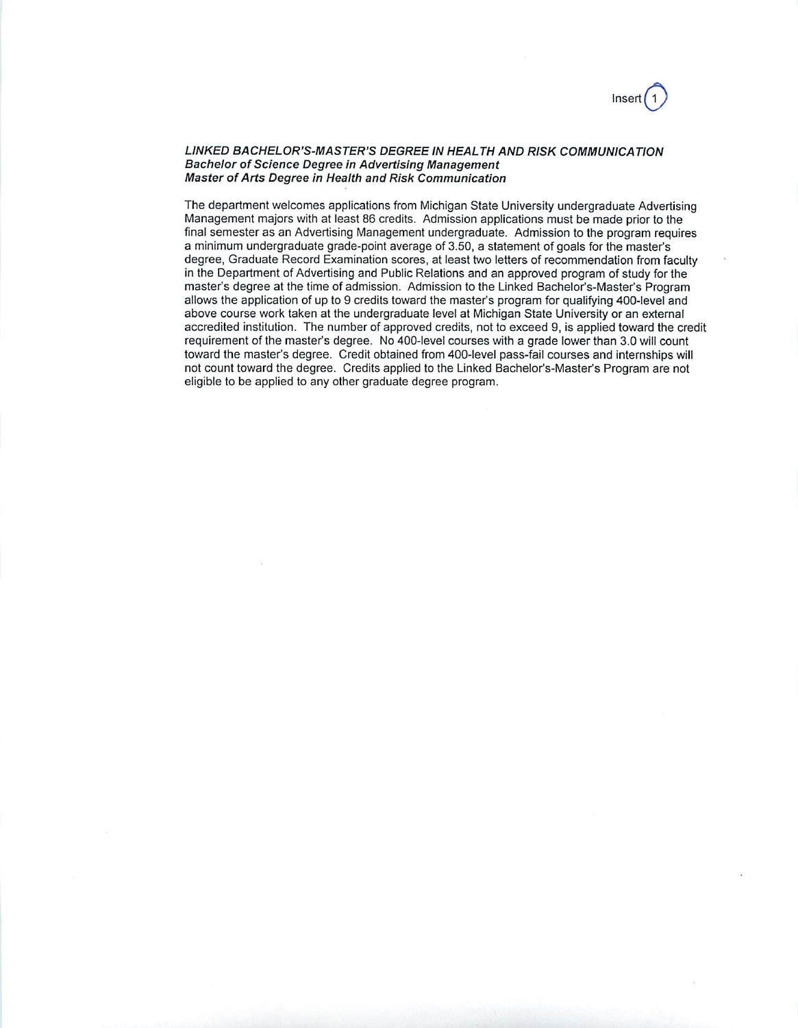Insert (1)

***LINKED BACHELOR'S-MASTER'S DEGREE IN HEALTH AND RISK COMMUNICATION***
***Bachelor of Science Degree in Advertising Management***
***Master of Arts Degree in Health and Risk Communication***

The department welcomes applications from Michigan State University undergraduate Advertising Management majors with at least 86 credits. Admission applications must be made prior to the final semester as an Advertising Management undergraduate. Admission to the program requires a minimum undergraduate grade-point average of 3.50, a statement of goals for the master's degree, Graduate Record Examination scores, at least two letters of recommendation from faculty in the Department of Advertising and Public Relations and an approved program of study for the master's degree at the time of admission. Admission to the Linked Bachelor's-Master's Program allows the application of up to 9 credits toward the master's program for qualifying 400-level and above course work taken at the undergraduate level at Michigan State University or an external accredited institution. The number of approved credits, not to exceed 9, is applied toward the credit requirement of the master's degree. No 400-level courses with a grade lower than 3.0 will count toward the master's degree. Credit obtained from 400-level pass-fail courses and internships will not count toward the degree. Credits applied to the Linked Bachelor's-Master's Program are not eligible to be applied to any other graduate degree program.